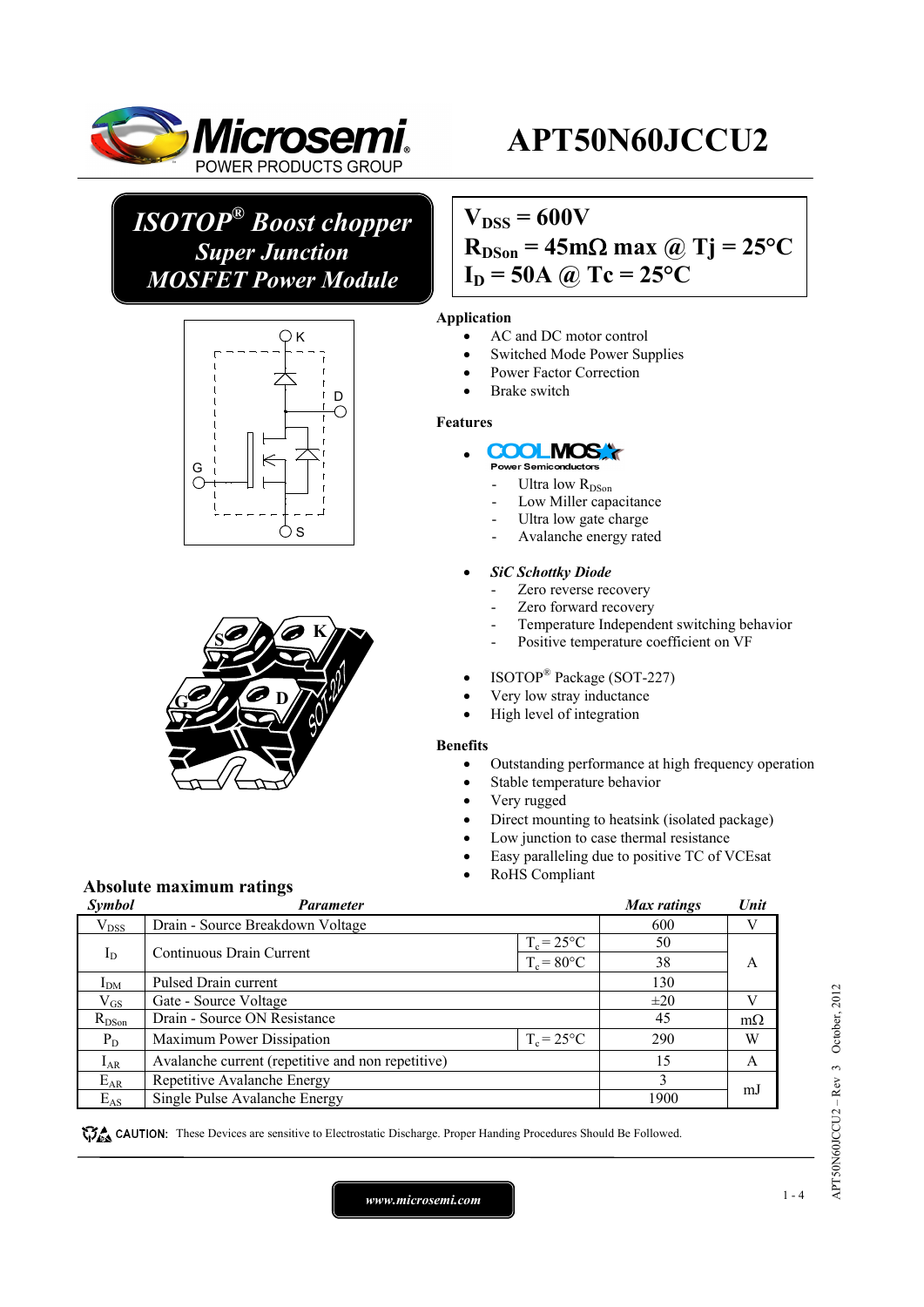# APT50N60JCCU2

**ISOTOP® Boost chopper**
**Super Junction**
**MOSFET Power Module**

$V_{DSS}$ = 600V
$R_{DSon}$ = 45mΩ max @ Tj = 25°C
$I_D$ = 50A @ Tc = 25°C

**Application**

- AC and DC motor control
- Switched Mode Power Supplies
- Power Factor Correction
- Brake switch

**Features**

- COOLMOS Power Semiconductors
  - Ultra low $R_{DSon}$
  - Low Miller capacitance
  - Ultra low gate charge
  - Avalanche energy rated
- *SiC Schottky Diode*
  - Zero reverse recovery
  - Zero forward recovery
  - Temperature Independent switching behavior
  - Positive temperature coefficient on VF
- ISOTOP® Package (SOT-227)
- Very low stray inductance
- High level of integration

**Benefits**

- Outstanding performance at high frequency operation
- Stable temperature behavior
- Very rugged
- Direct mounting to heatsink (isolated package)
- Low junction to case thermal resistance
- Easy paralleling due to positive TC of VCEsat
- RoHS Compliant

## Absolute maximum ratings

| *Symbol* | *Parameter* | | *Max ratings* | *Unit* |
|---|---|---|---|---|
| $V_{DSS}$ | Drain - Source Breakdown Voltage | | 600 | V |
| $I_D$ | Continuous Drain Current | $T_c = 25°C$ | 50 | A |
| | | $T_c = 80°C$ | 38 | |
| $I_{DM}$ | Pulsed Drain current | | 130 | |
| $V_{GS}$ | Gate - Source Voltage | | ±20 | V |
| $R_{DSon}$ | Drain - Source ON Resistance | | 45 | mΩ |
| $P_D$ | Maximum Power Dissipation | $T_c = 25°C$ | 290 | W |
| $I_{AR}$ | Avalanche current (repetitive and non repetitive) | | 15 | A |
| $E_{AR}$ | Repetitive Avalanche Energy | | 3 | mJ |
| $E_{AS}$ | Single Pulse Avalanche Energy | | 1900 | |

CAUTION: These Devices are sensitive to Electrostatic Discharge. Proper Handing Procedures Should Be Followed.

www.microsemi.com

APT50N60JCCU2 – Rev 3 October, 2012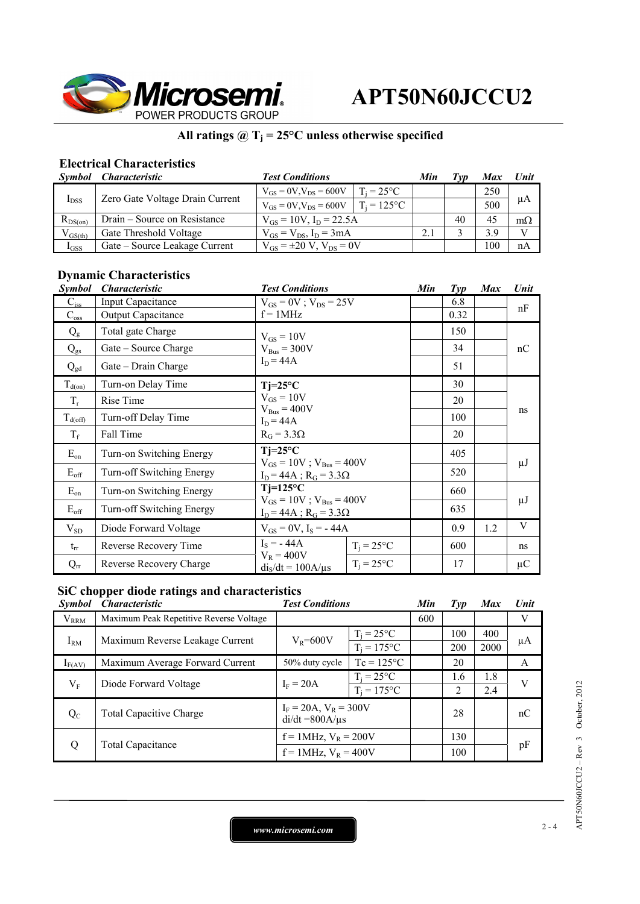# APT50N60JCCU2

**All ratings @ $T_j$ = 25°C unless otherwise specified**

## Electrical Characteristics

| *Symbol* | *Characteristic* | *Test Conditions* | | *Min* | *Typ* | *Max* | *Unit* |
|---|---|---|---|---|---|---|---|
| $I_{DSS}$ | Zero Gate Voltage Drain Current | $V_{GS}$ = 0V,$V_{DS}$ = 600V | $T_j$ = 25°C | | | 250 | µA |
| | | $V_{GS}$ = 0V,$V_{DS}$ = 600V | $T_j$ = 125°C | | | 500 | |
| $R_{DS(on)}$ | Drain – Source on Resistance | $V_{GS}$ = 10V, $I_D$ = 22.5A | | | 40 | 45 | mΩ |
| $V_{GS(th)}$ | Gate Threshold Voltage | $V_{GS}$ = $V_{DS}$, $I_D$ = 3mA | | 2.1 | 3 | 3.9 | V |
| $I_{GSS}$ | Gate – Source Leakage Current | $V_{GS}$ = ±20 V, $V_{DS}$ = 0V | | | | 100 | nA |

## Dynamic Characteristics

| *Symbol* | *Characteristic* | *Test Conditions* | | *Min* | *Typ* | *Max* | *Unit* |
|---|---|---|---|---|---|---|---|
| $C_{iss}$ | Input Capacitance | $V_{GS}$ = 0V ; $V_{DS}$ = 25V<br>f = 1MHz | | | 6.8 | | nF |
| $C_{oss}$ | Output Capacitance | | | | 0.32 | | |
| $Q_g$ | Total gate Charge | $V_{GS}$ = 10V<br>$V_{Bus}$ = 300V<br>$I_D$ = 44A | | | 150 | | nC |
| $Q_{gs}$ | Gate – Source Charge | | | | 34 | | |
| $Q_{gd}$ | Gate – Drain Charge | | | | 51 | | |
| $T_{d(on)}$ | Turn-on Delay Time | **Tj=25°C**<br>$V_{GS}$ = 10V<br>$V_{Bus}$ = 400V<br>$I_D$ = 44A<br>$R_G$ = 3.3Ω | | | 30 | | ns |
| $T_r$ | Rise Time | | | | 20 | | |
| $T_{d(off)}$ | Turn-off Delay Time | | | | 100 | | |
| $T_f$ | Fall Time | | | | 20 | | |
| $E_{on}$ | Turn-on Switching Energy | **Tj=25°C**<br>$V_{GS}$ = 10V ; $V_{Bus}$ = 400V<br>$I_D$ = 44A ; $R_G$ = 3.3Ω | | | 405 | | µJ |
| $E_{off}$ | Turn-off Switching Energy | | | | 520 | | |
| $E_{on}$ | Turn-on Switching Energy | **Tj=125°C**<br>$V_{GS}$ = 10V ; $V_{Bus}$ = 400V<br>$I_D$ = 44A ; $R_G$ = 3.3Ω | | | 660 | | µJ |
| $E_{off}$ | Turn-off Switching Energy | | | | 635 | | |
| $V_{SD}$ | Diode Forward Voltage | $V_{GS}$ = 0V, $I_S$ = - 44A | | | 0.9 | 1.2 | V |
| $t_{rr}$ | Reverse Recovery Time | $I_S$ = - 44A<br>$V_R$ = 400V<br>$di_S/dt$ = 100A/µs | $T_j$ = 25°C | | 600 | | ns |
| $Q_{rr}$ | Reverse Recovery Charge | | $T_j$ = 25°C | | 17 | | µC |

## SiC chopper diode ratings and characteristics

| *Symbol* | *Characteristic* | *Test Conditions* | | *Min* | *Typ* | *Max* | *Unit* |
|---|---|---|---|---|---|---|---|
| $V_{RRM}$ | Maximum Peak Repetitive Reverse Voltage | | | 600 | | | V |
| $I_{RM}$ | Maximum Reverse Leakage Current | $V_R$=600V | $T_j$ = 25°C | | 100 | 400 | µA |
| | | | $T_j$ = 175°C | | 200 | 2000 | |
| $I_{F(AV)}$ | Maximum Average Forward Current | 50% duty cycle | Tc = 125°C | | 20 | | A |
| $V_F$ | Diode Forward Voltage | $I_F$ = 20A | $T_j$ = 25°C | | 1.6 | 1.8 | V |
| | | | $T_j$ = 175°C | | 2 | 2.4 | |
| $Q_C$ | Total Capacitive Charge | $I_F$ = 20A, $V_R$ = 300V<br>di/dt =800A/µs | | | 28 | | nC |
| Q | Total Capacitance | f = 1MHz, $V_R$ = 200V | | | 130 | | pF |
| | | f = 1MHz, $V_R$ = 400V | | | 100 | | |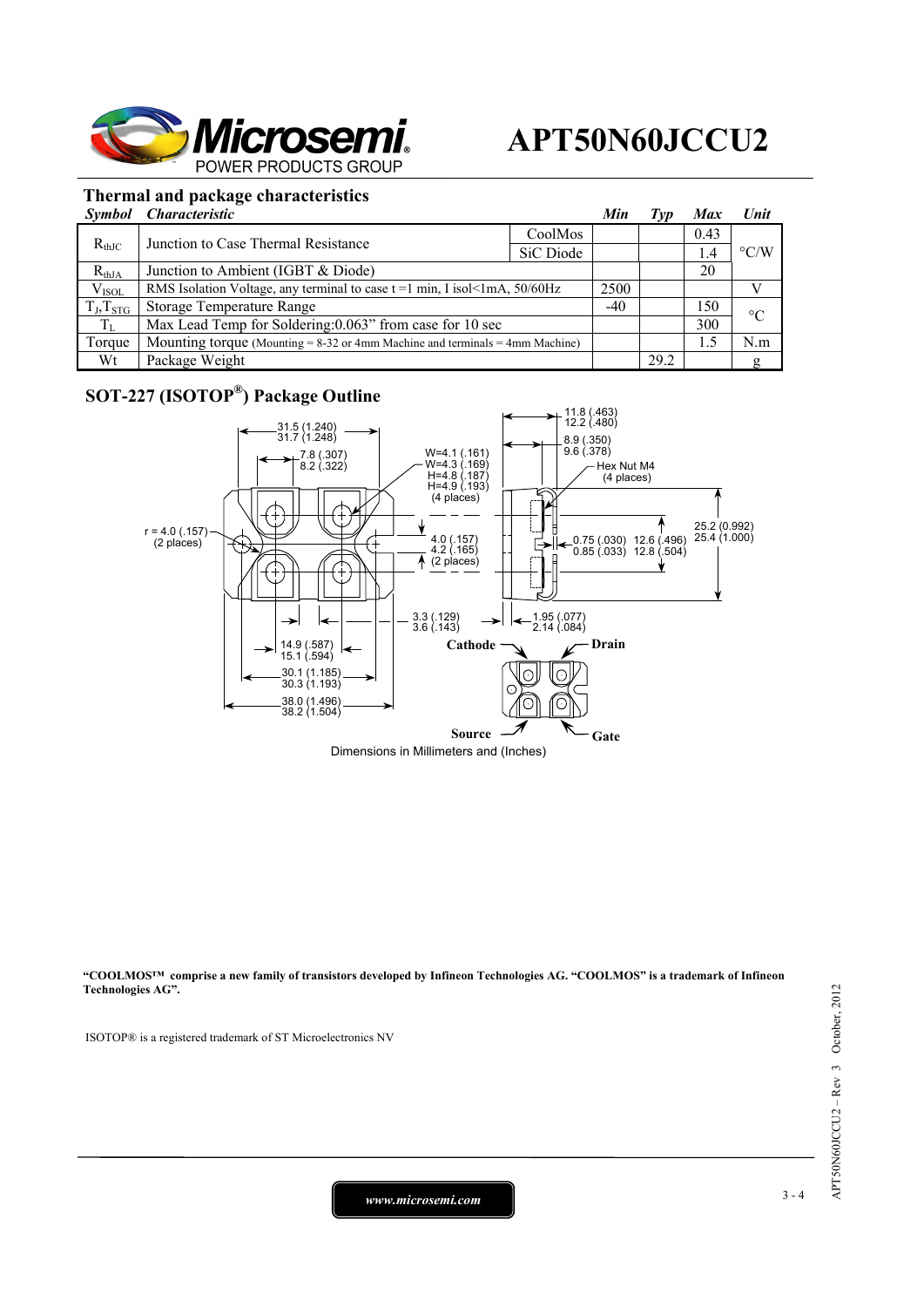# APT50N60JCCU2

## Thermal and package characteristics

| Symbol | Characteristic | | Min | Typ | Max | Unit |
|---|---|---|---|---|---|---|
| $R_{thJC}$ | Junction to Case Thermal Resistance | CoolMos | | | 0.43 | °C/W |
| | | SiC Diode | | | 1.4 | |
| $R_{thJA}$ | Junction to Ambient (IGBT & Diode) | | | | 20 | |
| $V_{ISOL}$ | RMS Isolation Voltage, any terminal to case t =1 min, I isol<1mA, 50/60Hz | | 2500 | | | V |
| $T_J,T_{STG}$ | Storage Temperature Range | | -40 | | 150 | °C |
| $T_L$ | Max Lead Temp for Soldering:0.063" from case for 10 sec | | | | 300 | |
| Torque | Mounting torque (Mounting = 8-32 or 4mm Machine and terminals = 4mm Machine) | | | | 1.5 | N.m |
| Wt | Package Weight | | | 29.2 | | g |

## SOT-227 (ISOTOP®) Package Outline

Dimensions in Millimeters and (Inches)

**"COOLMOS™ comprise a new family of transistors developed by Infineon Technologies AG. "COOLMOS" is a trademark of Infineon Technologies AG".**

ISOTOP® is a registered trademark of ST Microelectronics NV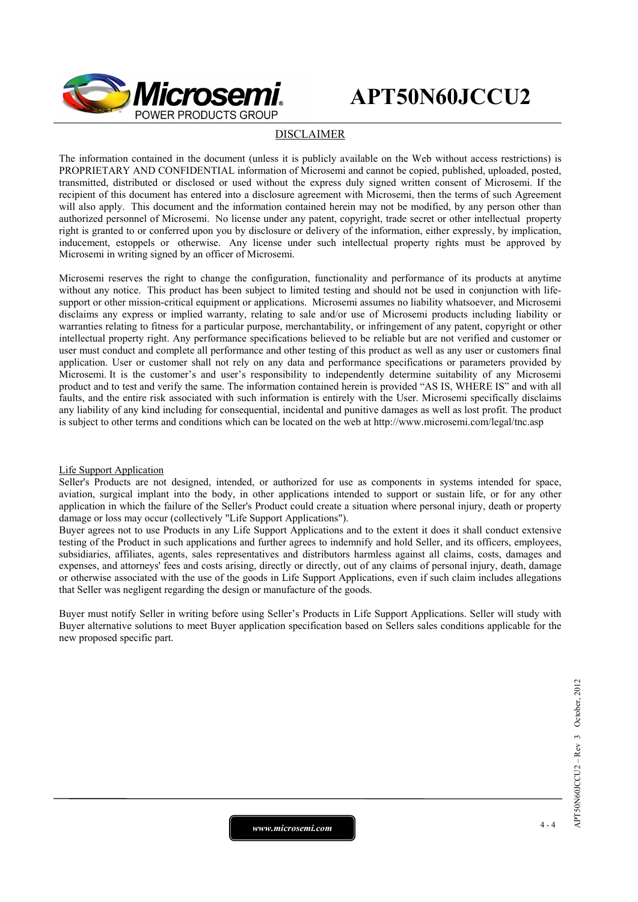## DISCLAIMER

The information contained in the document (unless it is publicly available on the Web without access restrictions) is PROPRIETARY AND CONFIDENTIAL information of Microsemi and cannot be copied, published, uploaded, posted, transmitted, distributed or disclosed or used without the express duly signed written consent of Microsemi. If the recipient of this document has entered into a disclosure agreement with Microsemi, then the terms of such Agreement will also apply. This document and the information contained herein may not be modified, by any person other than authorized personnel of Microsemi. No license under any patent, copyright, trade secret or other intellectual property right is granted to or conferred upon you by disclosure or delivery of the information, either expressly, by implication, inducement, estoppels or otherwise. Any license under such intellectual property rights must be approved by Microsemi in writing signed by an officer of Microsemi.

Microsemi reserves the right to change the configuration, functionality and performance of its products at anytime without any notice. This product has been subject to limited testing and should not be used in conjunction with life-support or other mission-critical equipment or applications. Microsemi assumes no liability whatsoever, and Microsemi disclaims any express or implied warranty, relating to sale and/or use of Microsemi products including liability or warranties relating to fitness for a particular purpose, merchantability, or infringement of any patent, copyright or other intellectual property right. Any performance specifications believed to be reliable but are not verified and customer or user must conduct and complete all performance and other testing of this product as well as any user or customers final application. User or customer shall not rely on any data and performance specifications or parameters provided by Microsemi. It is the customer's and user's responsibility to independently determine suitability of any Microsemi product and to test and verify the same. The information contained herein is provided "AS IS, WHERE IS" and with all faults, and the entire risk associated with such information is entirely with the User. Microsemi specifically disclaims any liability of any kind including for consequential, incidental and punitive damages as well as lost profit. The product is subject to other terms and conditions which can be located on the web at http://www.microsemi.com/legal/tnc.asp

### Life Support Application

Seller's Products are not designed, intended, or authorized for use as components in systems intended for space, aviation, surgical implant into the body, in other applications intended to support or sustain life, or for any other application in which the failure of the Seller's Product could create a situation where personal injury, death or property damage or loss may occur (collectively "Life Support Applications").

Buyer agrees not to use Products in any Life Support Applications and to the extent it does it shall conduct extensive testing of the Product in such applications and further agrees to indemnify and hold Seller, and its officers, employees, subsidiaries, affiliates, agents, sales representatives and distributors harmless against all claims, costs, damages and expenses, and attorneys' fees and costs arising, directly or directly, out of any claims of personal injury, death, damage or otherwise associated with the use of the goods in Life Support Applications, even if such claim includes allegations that Seller was negligent regarding the design or manufacture of the goods.

Buyer must notify Seller in writing before using Seller's Products in Life Support Applications. Seller will study with Buyer alternative solutions to meet Buyer application specification based on Sellers sales conditions applicable for the new proposed specific part.